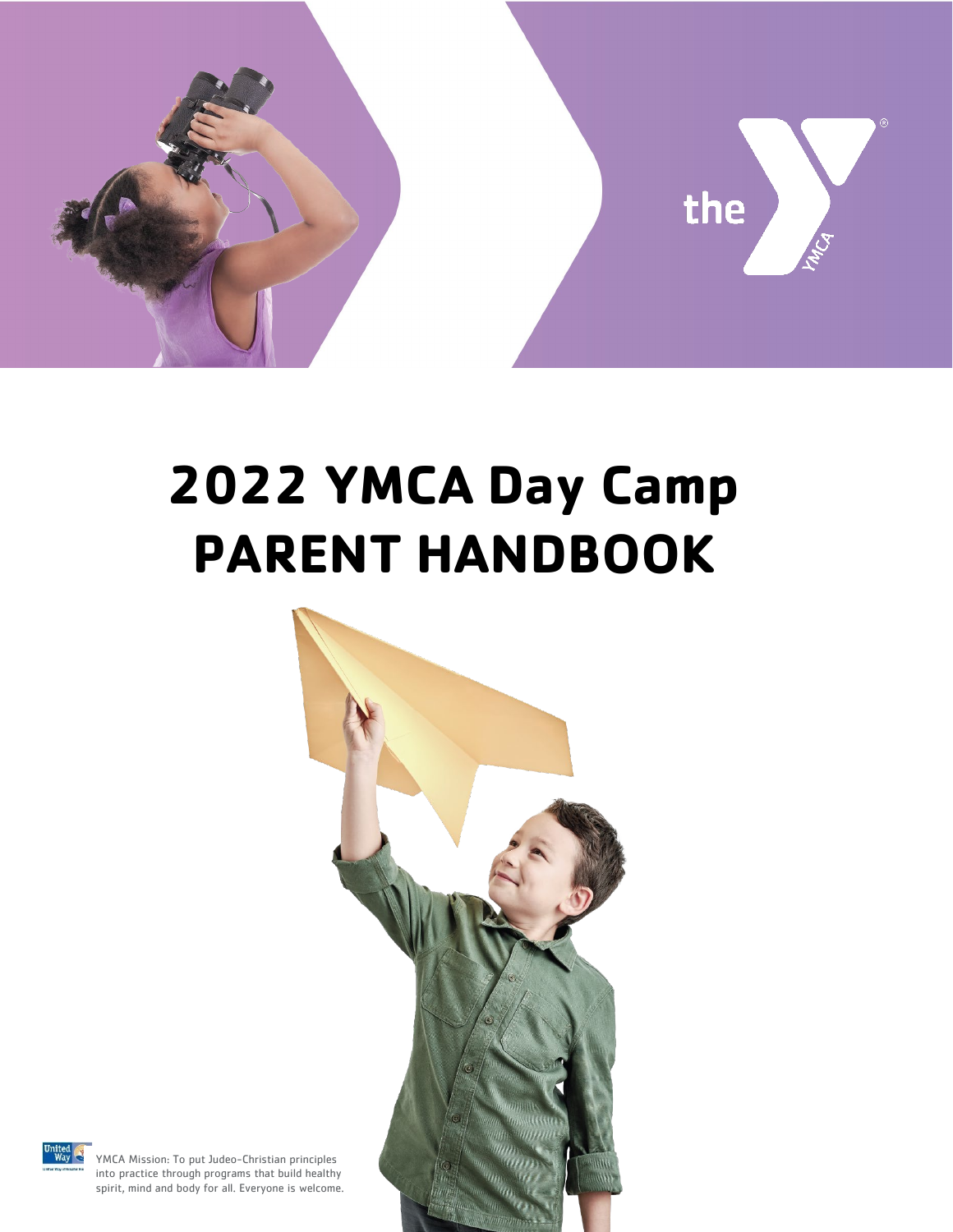# 2022 YMCA Day Camp PARENT HANDBOOK

YMCA Mission: To put Judeo-Christian principles into practice through programs that build healthy spirit, mind and body for all. Everyone is welcome.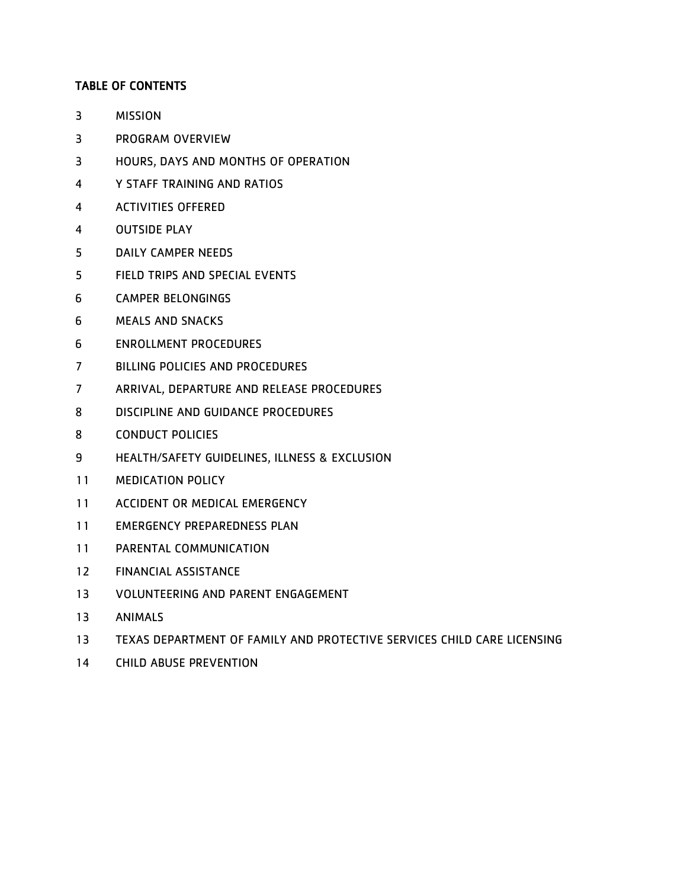## TABLE OF CONTENTS

| | |
|---|---|
| 3 | MISSION |
| 3 | PROGRAM OVERVIEW |
| 3 | HOURS, DAYS AND MONTHS OF OPERATION |
| 4 | Y STAFF TRAINING AND RATIOS |
| 4 | ACTIVITIES OFFERED |
| 4 | OUTSIDE PLAY |
| 5 | DAILY CAMPER NEEDS |
| 5 | FIELD TRIPS AND SPECIAL EVENTS |
| 6 | CAMPER BELONGINGS |
| 6 | MEALS AND SNACKS |
| 6 | ENROLLMENT PROCEDURES |
| 7 | BILLING POLICIES AND PROCEDURES |
| 7 | ARRIVAL, DEPARTURE AND RELEASE PROCEDURES |
| 8 | DISCIPLINE AND GUIDANCE PROCEDURES |
| 8 | CONDUCT POLICIES |
| 9 | HEALTH/SAFETY GUIDELINES, ILLNESS & EXCLUSION |
| 11 | MEDICATION POLICY |
| 11 | ACCIDENT OR MEDICAL EMERGENCY |
| 11 | EMERGENCY PREPAREDNESS PLAN |
| 11 | PARENTAL COMMUNICATION |
| 12 | FINANCIAL ASSISTANCE |
| 13 | VOLUNTEERING AND PARENT ENGAGEMENT |
| 13 | ANIMALS |
| 13 | TEXAS DEPARTMENT OF FAMILY AND PROTECTIVE SERVICES CHILD CARE LICENSING |
| 14 | CHILD ABUSE PREVENTION |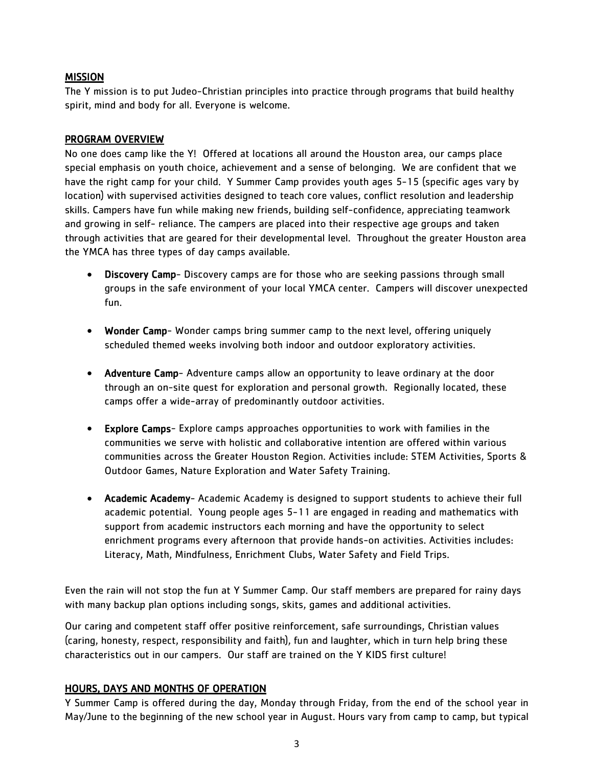## MISSION

The Y mission is to put Judeo-Christian principles into practice through programs that build healthy spirit, mind and body for all. Everyone is welcome.

## PROGRAM OVERVIEW

No one does camp like the Y! Offered at locations all around the Houston area, our camps place special emphasis on youth choice, achievement and a sense of belonging. We are confident that we have the right camp for your child. Y Summer Camp provides youth ages 5-15 (specific ages vary by location) with supervised activities designed to teach core values, conflict resolution and leadership skills. Campers have fun while making new friends, building self-confidence, appreciating teamwork and growing in self- reliance. The campers are placed into their respective age groups and taken through activities that are geared for their developmental level. Throughout the greater Houston area the YMCA has three types of day camps available.

- **Discovery Camp**- Discovery camps are for those who are seeking passions through small groups in the safe environment of your local YMCA center. Campers will discover unexpected fun.
- **Wonder Camp**- Wonder camps bring summer camp to the next level, offering uniquely scheduled themed weeks involving both indoor and outdoor exploratory activities.
- **Adventure Camp**- Adventure camps allow an opportunity to leave ordinary at the door through an on-site quest for exploration and personal growth. Regionally located, these camps offer a wide-array of predominantly outdoor activities.
- **Explore Camps**- Explore camps approaches opportunities to work with families in the communities we serve with holistic and collaborative intention are offered within various communities across the Greater Houston Region. Activities include: STEM Activities, Sports & Outdoor Games, Nature Exploration and Water Safety Training.
- **Academic Academy**- Academic Academy is designed to support students to achieve their full academic potential. Young people ages 5-11 are engaged in reading and mathematics with support from academic instructors each morning and have the opportunity to select enrichment programs every afternoon that provide hands-on activities. Activities includes: Literacy, Math, Mindfulness, Enrichment Clubs, Water Safety and Field Trips.

Even the rain will not stop the fun at Y Summer Camp. Our staff members are prepared for rainy days with many backup plan options including songs, skits, games and additional activities.

Our caring and competent staff offer positive reinforcement, safe surroundings, Christian values (caring, honesty, respect, responsibility and faith), fun and laughter, which in turn help bring these characteristics out in our campers. Our staff are trained on the Y KIDS first culture!

## HOURS, DAYS AND MONTHS OF OPERATION

Y Summer Camp is offered during the day, Monday through Friday, from the end of the school year in May/June to the beginning of the new school year in August. Hours vary from camp to camp, but typical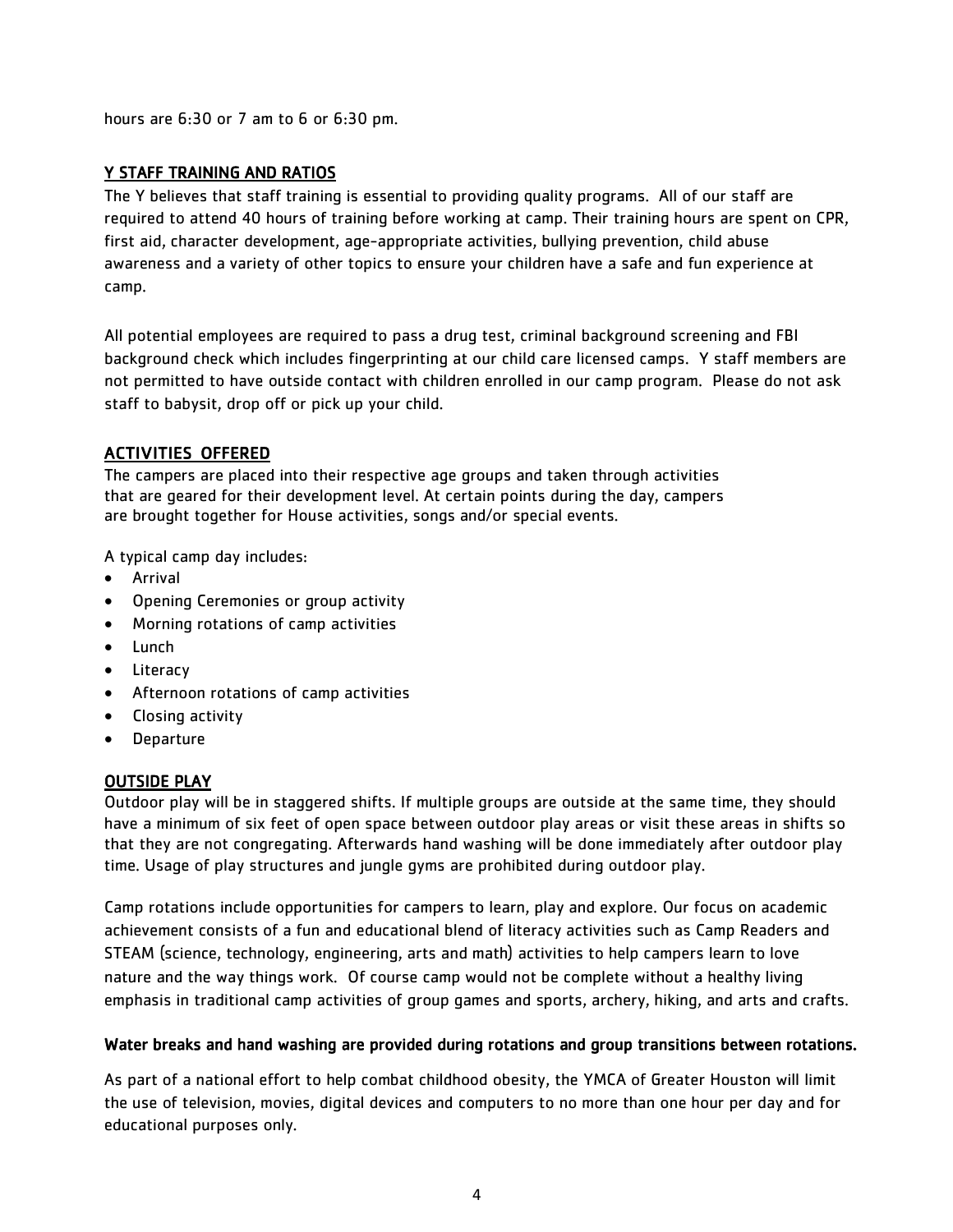hours are 6:30 or 7 am to 6 or 6:30 pm.

## Y STAFF TRAINING AND RATIOS

The Y believes that staff training is essential to providing quality programs. All of our staff are required to attend 40 hours of training before working at camp. Their training hours are spent on CPR, first aid, character development, age-appropriate activities, bullying prevention, child abuse awareness and a variety of other topics to ensure your children have a safe and fun experience at camp.

All potential employees are required to pass a drug test, criminal background screening and FBI background check which includes fingerprinting at our child care licensed camps. Y staff members are not permitted to have outside contact with children enrolled in our camp program. Please do not ask staff to babysit, drop off or pick up your child.

## ACTIVITIES OFFERED

The campers are placed into their respective age groups and taken through activities that are geared for their development level. At certain points during the day, campers are brought together for House activities, songs and/or special events.

A typical camp day includes:

- Arrival
- Opening Ceremonies or group activity
- Morning rotations of camp activities
- Lunch
- Literacy
- Afternoon rotations of camp activities
- Closing activity
- Departure

## OUTSIDE PLAY

Outdoor play will be in staggered shifts. If multiple groups are outside at the same time, they should have a minimum of six feet of open space between outdoor play areas or visit these areas in shifts so that they are not congregating. Afterwards hand washing will be done immediately after outdoor play time. Usage of play structures and jungle gyms are prohibited during outdoor play.

Camp rotations include opportunities for campers to learn, play and explore. Our focus on academic achievement consists of a fun and educational blend of literacy activities such as Camp Readers and STEAM (science, technology, engineering, arts and math) activities to help campers learn to love nature and the way things work. Of course camp would not be complete without a healthy living emphasis in traditional camp activities of group games and sports, archery, hiking, and arts and crafts.

**Water breaks and hand washing are provided during rotations and group transitions between rotations.**

As part of a national effort to help combat childhood obesity, the YMCA of Greater Houston will limit the use of television, movies, digital devices and computers to no more than one hour per day and for educational purposes only.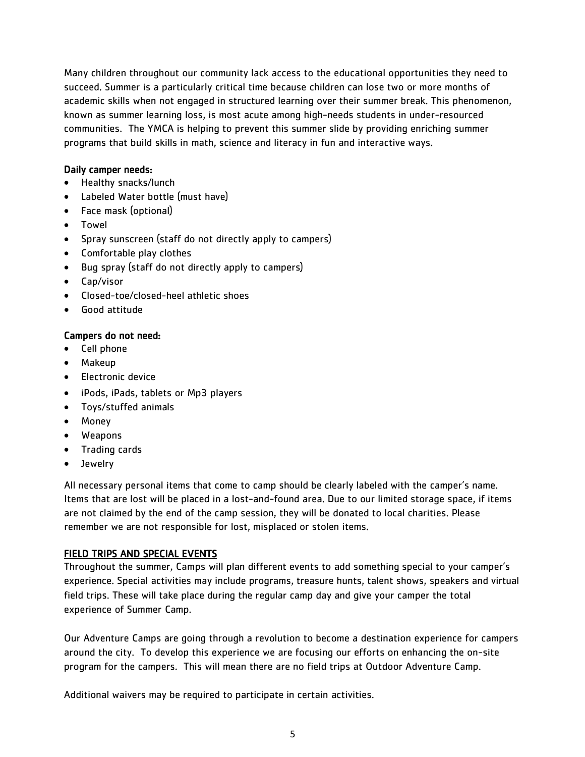Many children throughout our community lack access to the educational opportunities they need to succeed. Summer is a particularly critical time because children can lose two or more months of academic skills when not engaged in structured learning over their summer break. This phenomenon, known as summer learning loss, is most acute among high-needs students in under-resourced communities. The YMCA is helping to prevent this summer slide by providing enriching summer programs that build skills in math, science and literacy in fun and interactive ways.

**Daily camper needs:**

- Healthy snacks/lunch
- Labeled Water bottle (must have)
- Face mask (optional)
- Towel
- Spray sunscreen (staff do not directly apply to campers)
- Comfortable play clothes
- Bug spray (staff do not directly apply to campers)
- Cap/visor
- Closed-toe/closed-heel athletic shoes
- Good attitude

**Campers do not need:**

- Cell phone
- Makeup
- Electronic device
- iPods, iPads, tablets or Mp3 players
- Toys/stuffed animals
- Money
- Weapons
- Trading cards
- Jewelry

All necessary personal items that come to camp should be clearly labeled with the camper's name. Items that are lost will be placed in a lost-and-found area. Due to our limited storage space, if items are not claimed by the end of the camp session, they will be donated to local charities. Please remember we are not responsible for lost, misplaced or stolen items.

## FIELD TRIPS AND SPECIAL EVENTS

Throughout the summer, Camps will plan different events to add something special to your camper's experience. Special activities may include programs, treasure hunts, talent shows, speakers and virtual field trips. These will take place during the regular camp day and give your camper the total experience of Summer Camp.

Our Adventure Camps are going through a revolution to become a destination experience for campers around the city. To develop this experience we are focusing our efforts on enhancing the on-site program for the campers. This will mean there are no field trips at Outdoor Adventure Camp.

Additional waivers may be required to participate in certain activities.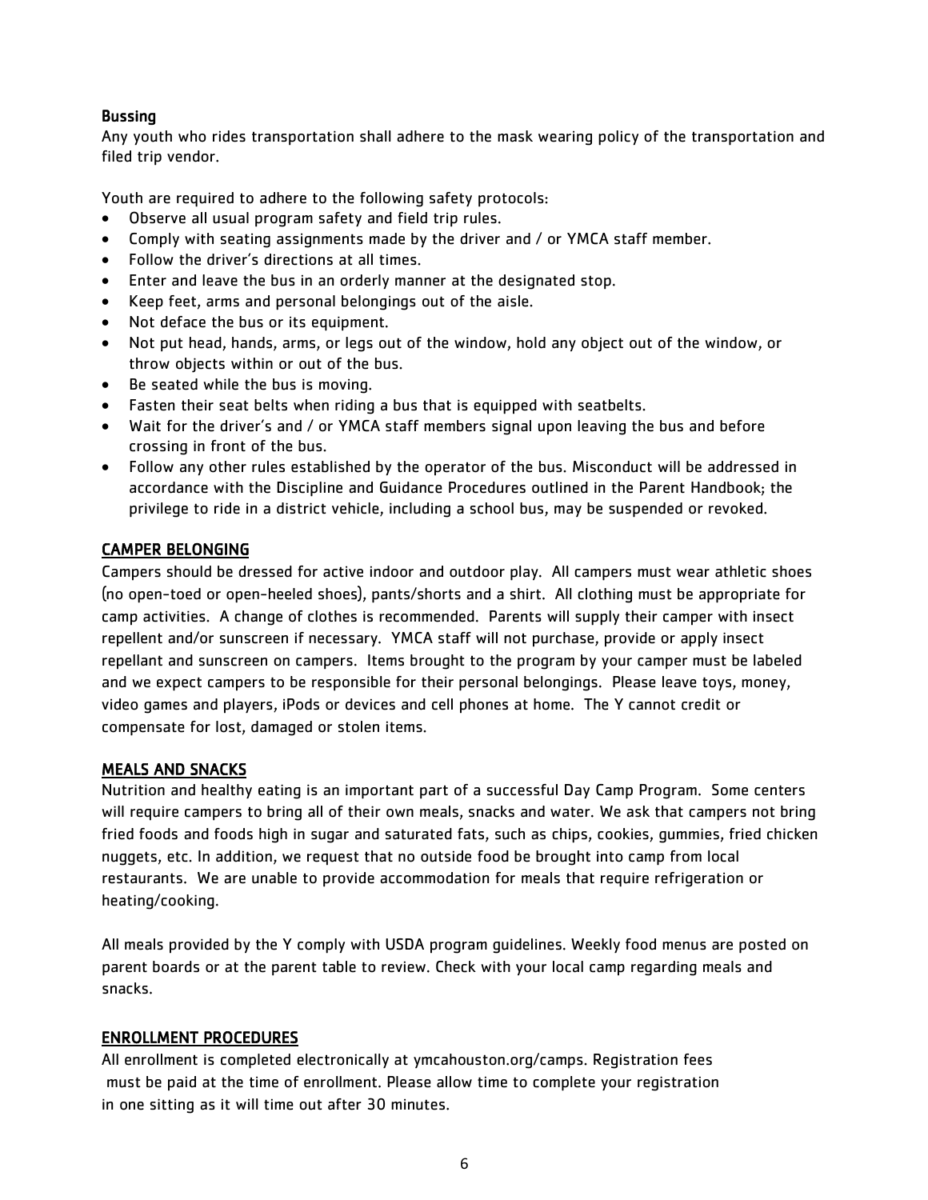### Bussing

Any youth who rides transportation shall adhere to the mask wearing policy of the transportation and filed trip vendor.

Youth are required to adhere to the following safety protocols:

- Observe all usual program safety and field trip rules.
- Comply with seating assignments made by the driver and / or YMCA staff member.
- Follow the driver's directions at all times.
- Enter and leave the bus in an orderly manner at the designated stop.
- Keep feet, arms and personal belongings out of the aisle.
- Not deface the bus or its equipment.
- Not put head, hands, arms, or legs out of the window, hold any object out of the window, or throw objects within or out of the bus.
- Be seated while the bus is moving.
- Fasten their seat belts when riding a bus that is equipped with seatbelts.
- Wait for the driver's and / or YMCA staff members signal upon leaving the bus and before crossing in front of the bus.
- Follow any other rules established by the operator of the bus. Misconduct will be addressed in accordance with the Discipline and Guidance Procedures outlined in the Parent Handbook; the privilege to ride in a district vehicle, including a school bus, may be suspended or revoked.

## CAMPER BELONGING

Campers should be dressed for active indoor and outdoor play. All campers must wear athletic shoes (no open-toed or open-heeled shoes), pants/shorts and a shirt. All clothing must be appropriate for camp activities. A change of clothes is recommended. Parents will supply their camper with insect repellent and/or sunscreen if necessary. YMCA staff will not purchase, provide or apply insect repellant and sunscreen on campers. Items brought to the program by your camper must be labeled and we expect campers to be responsible for their personal belongings. Please leave toys, money, video games and players, iPods or devices and cell phones at home. The Y cannot credit or compensate for lost, damaged or stolen items.

## MEALS AND SNACKS

Nutrition and healthy eating is an important part of a successful Day Camp Program. Some centers will require campers to bring all of their own meals, snacks and water. We ask that campers not bring fried foods and foods high in sugar and saturated fats, such as chips, cookies, gummies, fried chicken nuggets, etc. In addition, we request that no outside food be brought into camp from local restaurants. We are unable to provide accommodation for meals that require refrigeration or heating/cooking.

All meals provided by the Y comply with USDA program guidelines. Weekly food menus are posted on parent boards or at the parent table to review. Check with your local camp regarding meals and snacks.

## ENROLLMENT PROCEDURES

All enrollment is completed electronically at ymcahouston.org/camps. Registration fees must be paid at the time of enrollment. Please allow time to complete your registration in one sitting as it will time out after 30 minutes.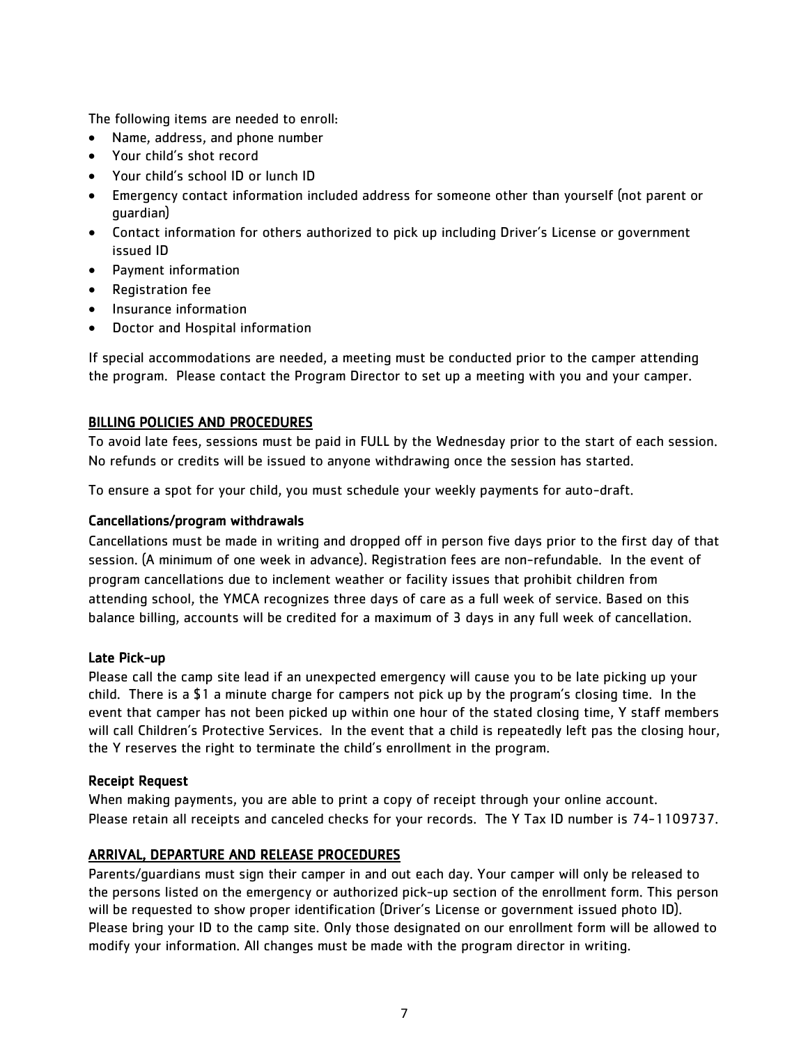The following items are needed to enroll:

- Name, address, and phone number
- Your child's shot record
- Your child's school ID or lunch ID
- Emergency contact information included address for someone other than yourself (not parent or guardian)
- Contact information for others authorized to pick up including Driver's License or government issued ID
- Payment information
- Registration fee
- Insurance information
- Doctor and Hospital information

If special accommodations are needed, a meeting must be conducted prior to the camper attending the program. Please contact the Program Director to set up a meeting with you and your camper.

## BILLING POLICIES AND PROCEDURES

To avoid late fees, sessions must be paid in FULL by the Wednesday prior to the start of each session. No refunds or credits will be issued to anyone withdrawing once the session has started.

To ensure a spot for your child, you must schedule your weekly payments for auto-draft.

### Cancellations/program withdrawals

Cancellations must be made in writing and dropped off in person five days prior to the first day of that session. (A minimum of one week in advance). Registration fees are non-refundable. In the event of program cancellations due to inclement weather or facility issues that prohibit children from attending school, the YMCA recognizes three days of care as a full week of service. Based on this balance billing, accounts will be credited for a maximum of 3 days in any full week of cancellation.

### Late Pick-up

Please call the camp site lead if an unexpected emergency will cause you to be late picking up your child. There is a $1 a minute charge for campers not pick up by the program's closing time. In the event that camper has not been picked up within one hour of the stated closing time, Y staff members will call Children's Protective Services. In the event that a child is repeatedly left pas the closing hour, the Y reserves the right to terminate the child's enrollment in the program.

### Receipt Request

When making payments, you are able to print a copy of receipt through your online account.
Please retain all receipts and canceled checks for your records. The Y Tax ID number is 74-1109737.

## ARRIVAL, DEPARTURE AND RELEASE PROCEDURES

Parents/guardians must sign their camper in and out each day. Your camper will only be released to the persons listed on the emergency or authorized pick-up section of the enrollment form. This person will be requested to show proper identification (Driver's License or government issued photo ID). Please bring your ID to the camp site. Only those designated on our enrollment form will be allowed to modify your information. All changes must be made with the program director in writing.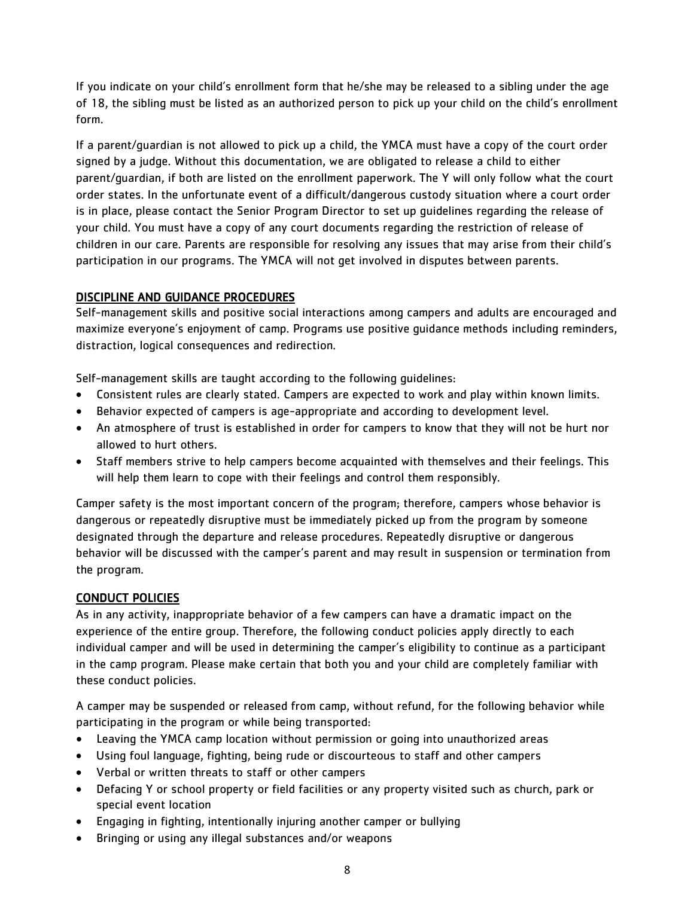If you indicate on your child's enrollment form that he/she may be released to a sibling under the age of 18, the sibling must be listed as an authorized person to pick up your child on the child's enrollment form.

If a parent/guardian is not allowed to pick up a child, the YMCA must have a copy of the court order signed by a judge. Without this documentation, we are obligated to release a child to either parent/guardian, if both are listed on the enrollment paperwork. The Y will only follow what the court order states. In the unfortunate event of a difficult/dangerous custody situation where a court order is in place, please contact the Senior Program Director to set up guidelines regarding the release of your child. You must have a copy of any court documents regarding the restriction of release of children in our care. Parents are responsible for resolving any issues that may arise from their child's participation in our programs. The YMCA will not get involved in disputes between parents.

## DISCIPLINE AND GUIDANCE PROCEDURES

Self-management skills and positive social interactions among campers and adults are encouraged and maximize everyone's enjoyment of camp. Programs use positive guidance methods including reminders, distraction, logical consequences and redirection.

Self-management skills are taught according to the following guidelines:

- Consistent rules are clearly stated. Campers are expected to work and play within known limits.
- Behavior expected of campers is age-appropriate and according to development level.
- An atmosphere of trust is established in order for campers to know that they will not be hurt nor allowed to hurt others.
- Staff members strive to help campers become acquainted with themselves and their feelings. This will help them learn to cope with their feelings and control them responsibly.

Camper safety is the most important concern of the program; therefore, campers whose behavior is dangerous or repeatedly disruptive must be immediately picked up from the program by someone designated through the departure and release procedures. Repeatedly disruptive or dangerous behavior will be discussed with the camper's parent and may result in suspension or termination from the program.

## CONDUCT POLICIES

As in any activity, inappropriate behavior of a few campers can have a dramatic impact on the experience of the entire group. Therefore, the following conduct policies apply directly to each individual camper and will be used in determining the camper's eligibility to continue as a participant in the camp program. Please make certain that both you and your child are completely familiar with these conduct policies.

A camper may be suspended or released from camp, without refund, for the following behavior while participating in the program or while being transported:

- Leaving the YMCA camp location without permission or going into unauthorized areas
- Using foul language, fighting, being rude or discourteous to staff and other campers
- Verbal or written threats to staff or other campers
- Defacing Y or school property or field facilities or any property visited such as church, park or special event location
- Engaging in fighting, intentionally injuring another camper or bullying
- Bringing or using any illegal substances and/or weapons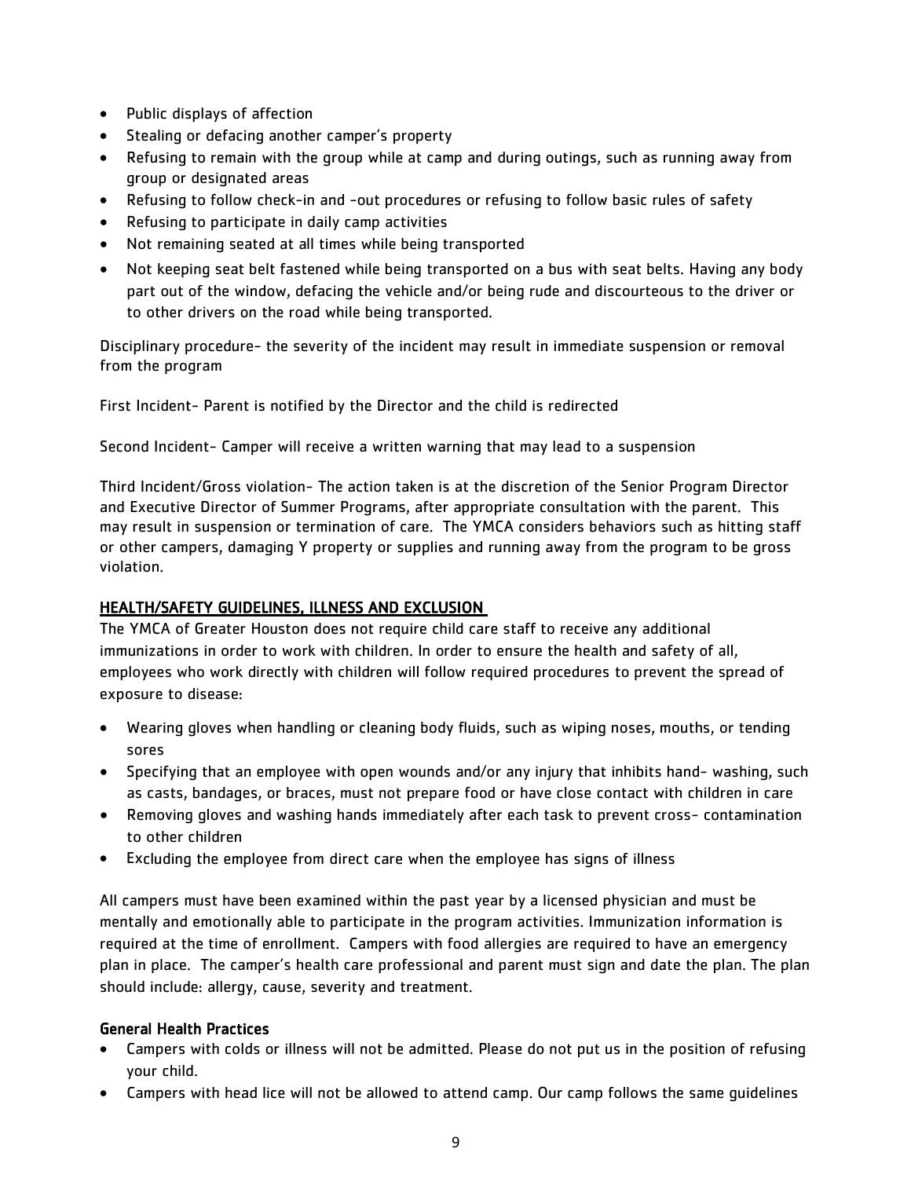- Public displays of affection
- Stealing or defacing another camper's property
- Refusing to remain with the group while at camp and during outings, such as running away from group or designated areas
- Refusing to follow check-in and -out procedures or refusing to follow basic rules of safety
- Refusing to participate in daily camp activities
- Not remaining seated at all times while being transported
- Not keeping seat belt fastened while being transported on a bus with seat belts. Having any body part out of the window, defacing the vehicle and/or being rude and discourteous to the driver or to other drivers on the road while being transported.

Disciplinary procedure- the severity of the incident may result in immediate suspension or removal from the program

First Incident- Parent is notified by the Director and the child is redirected

Second Incident- Camper will receive a written warning that may lead to a suspension

Third Incident/Gross violation- The action taken is at the discretion of the Senior Program Director and Executive Director of Summer Programs, after appropriate consultation with the parent. This may result in suspension or termination of care. The YMCA considers behaviors such as hitting staff or other campers, damaging Y property or supplies and running away from the program to be gross violation.

## HEALTH/SAFETY GUIDELINES, ILLNESS AND EXCLUSION

The YMCA of Greater Houston does not require child care staff to receive any additional immunizations in order to work with children. In order to ensure the health and safety of all, employees who work directly with children will follow required procedures to prevent the spread of exposure to disease:

- Wearing gloves when handling or cleaning body fluids, such as wiping noses, mouths, or tending sores
- Specifying that an employee with open wounds and/or any injury that inhibits hand- washing, such as casts, bandages, or braces, must not prepare food or have close contact with children in care
- Removing gloves and washing hands immediately after each task to prevent cross- contamination to other children
- Excluding the employee from direct care when the employee has signs of illness

All campers must have been examined within the past year by a licensed physician and must be mentally and emotionally able to participate in the program activities. Immunization information is required at the time of enrollment. Campers with food allergies are required to have an emergency plan in place. The camper's health care professional and parent must sign and date the plan. The plan should include: allergy, cause, severity and treatment.

### General Health Practices

- Campers with colds or illness will not be admitted. Please do not put us in the position of refusing your child.
- Campers with head lice will not be allowed to attend camp. Our camp follows the same guidelines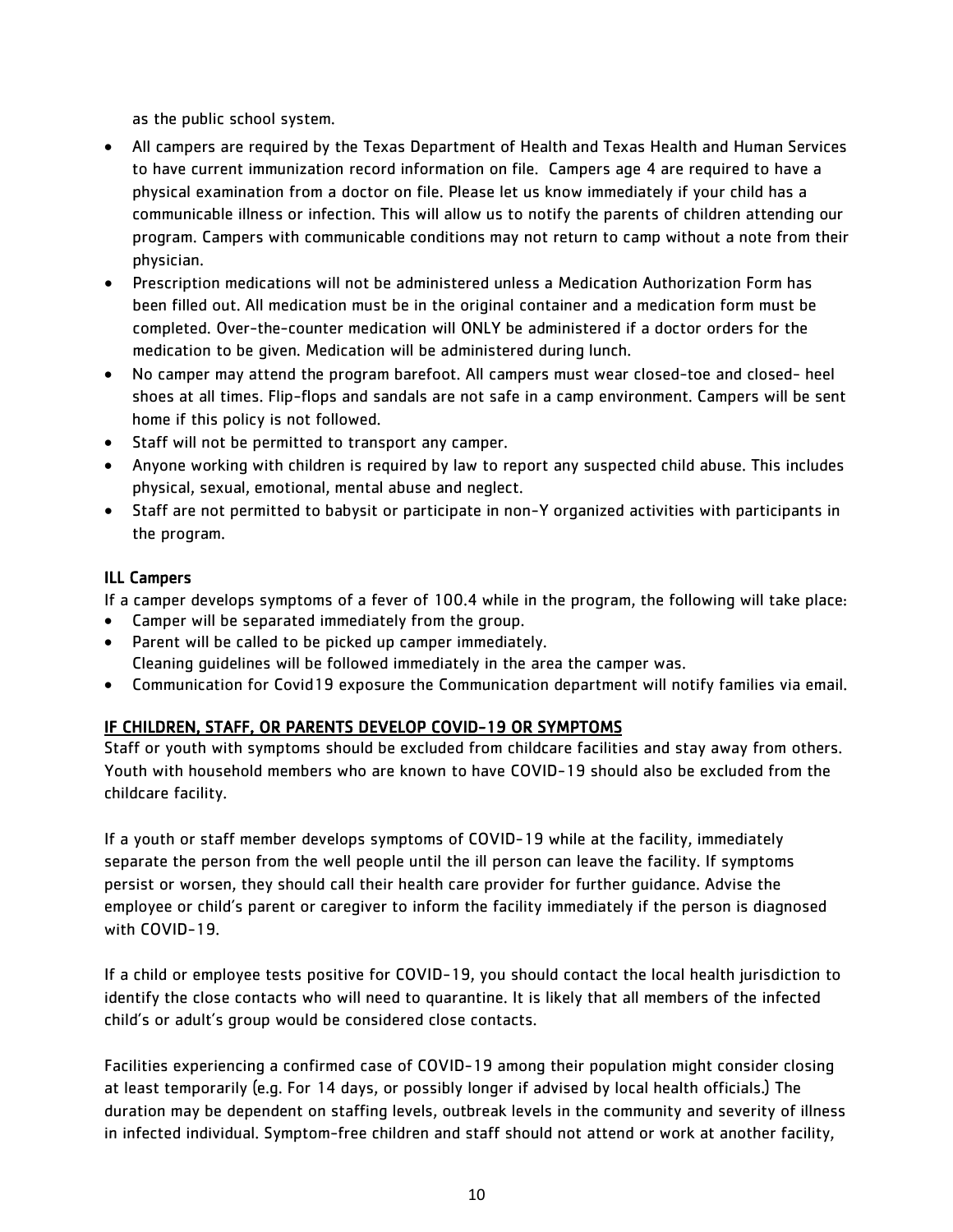as the public school system.

- All campers are required by the Texas Department of Health and Texas Health and Human Services to have current immunization record information on file. Campers age 4 are required to have a physical examination from a doctor on file. Please let us know immediately if your child has a communicable illness or infection. This will allow us to notify the parents of children attending our program. Campers with communicable conditions may not return to camp without a note from their physician.
- Prescription medications will not be administered unless a Medication Authorization Form has been filled out. All medication must be in the original container and a medication form must be completed. Over-the-counter medication will ONLY be administered if a doctor orders for the medication to be given. Medication will be administered during lunch.
- No camper may attend the program barefoot. All campers must wear closed-toe and closed- heel shoes at all times. Flip-flops and sandals are not safe in a camp environment. Campers will be sent home if this policy is not followed.
- Staff will not be permitted to transport any camper.
- Anyone working with children is required by law to report any suspected child abuse. This includes physical, sexual, emotional, mental abuse and neglect.
- Staff are not permitted to babysit or participate in non-Y organized activities with participants in the program.

**ILL Campers**

If a camper develops symptoms of a fever of 100.4 while in the program, the following will take place:

- Camper will be separated immediately from the group.
- Parent will be called to be picked up camper immediately.
  Cleaning guidelines will be followed immediately in the area the camper was.
- Communication for Covid19 exposure the Communication department will notify families via email.

**IF CHILDREN, STAFF, OR PARENTS DEVELOP COVID-19 OR SYMPTOMS**

Staff or youth with symptoms should be excluded from childcare facilities and stay away from others. Youth with household members who are known to have COVID-19 should also be excluded from the childcare facility.

If a youth or staff member develops symptoms of COVID-19 while at the facility, immediately separate the person from the well people until the ill person can leave the facility. If symptoms persist or worsen, they should call their health care provider for further guidance. Advise the employee or child's parent or caregiver to inform the facility immediately if the person is diagnosed with COVID-19.

If a child or employee tests positive for COVID-19, you should contact the local health jurisdiction to identify the close contacts who will need to quarantine. It is likely that all members of the infected child's or adult's group would be considered close contacts.

Facilities experiencing a confirmed case of COVID-19 among their population might consider closing at least temporarily (e.g. For 14 days, or possibly longer if advised by local health officials.) The duration may be dependent on staffing levels, outbreak levels in the community and severity of illness in infected individual. Symptom-free children and staff should not attend or work at another facility,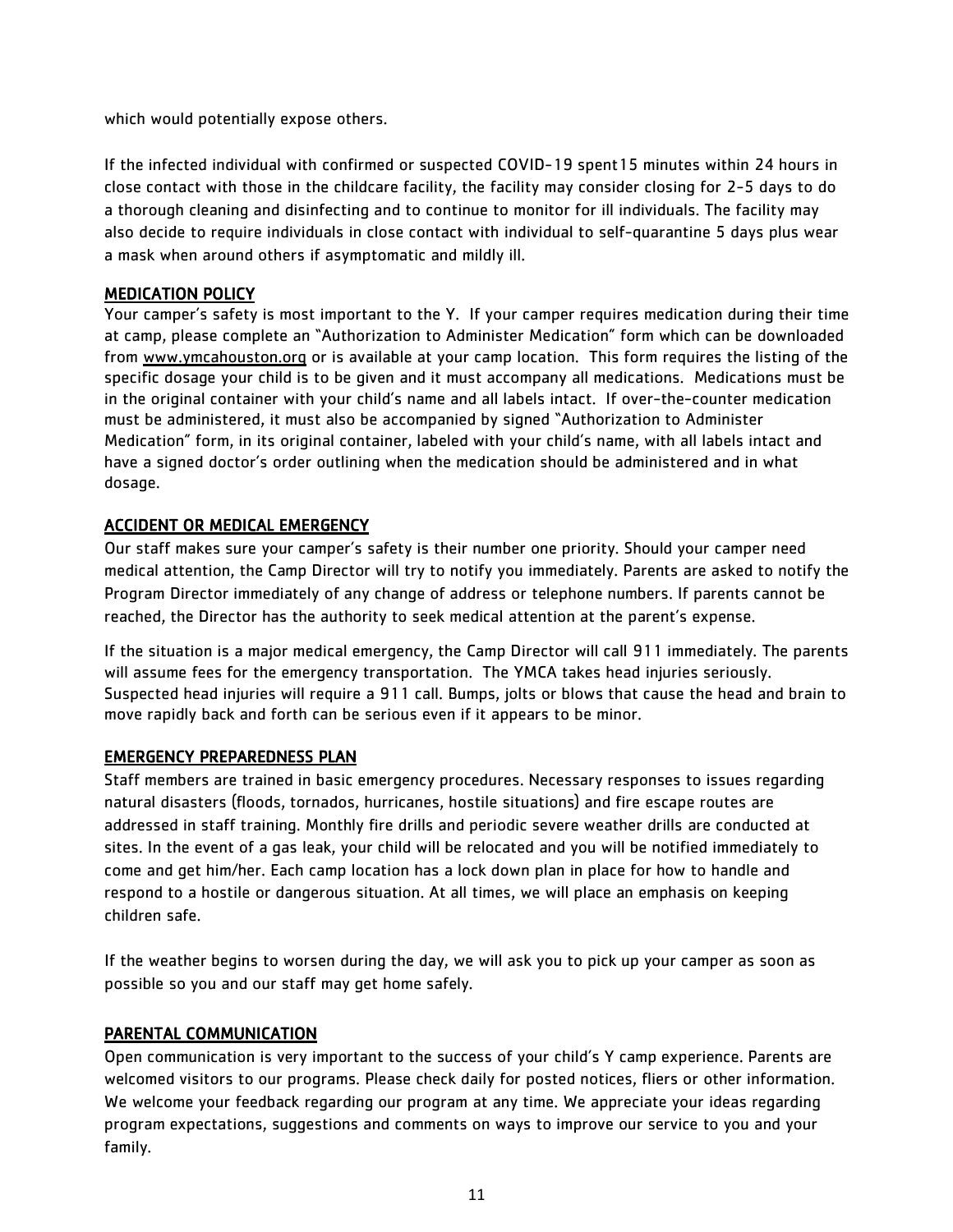which would potentially expose others.

If the infected individual with confirmed or suspected COVID-19 spent15 minutes within 24 hours in close contact with those in the childcare facility, the facility may consider closing for 2-5 days to do a thorough cleaning and disinfecting and to continue to monitor for ill individuals. The facility may also decide to require individuals in close contact with individual to self-quarantine 5 days plus wear a mask when around others if asymptomatic and mildly ill.

## MEDICATION POLICY

Your camper's safety is most important to the Y. If your camper requires medication during their time at camp, please complete an "Authorization to Administer Medication" form which can be downloaded from www.ymcahouston.org or is available at your camp location. This form requires the listing of the specific dosage your child is to be given and it must accompany all medications. Medications must be in the original container with your child's name and all labels intact. If over-the-counter medication must be administered, it must also be accompanied by signed "Authorization to Administer Medication" form, in its original container, labeled with your child's name, with all labels intact and have a signed doctor's order outlining when the medication should be administered and in what dosage.

## ACCIDENT OR MEDICAL EMERGENCY

Our staff makes sure your camper's safety is their number one priority. Should your camper need medical attention, the Camp Director will try to notify you immediately. Parents are asked to notify the Program Director immediately of any change of address or telephone numbers. If parents cannot be reached, the Director has the authority to seek medical attention at the parent's expense.

If the situation is a major medical emergency, the Camp Director will call 911 immediately. The parents will assume fees for the emergency transportation. The YMCA takes head injuries seriously. Suspected head injuries will require a 911 call. Bumps, jolts or blows that cause the head and brain to move rapidly back and forth can be serious even if it appears to be minor.

## EMERGENCY PREPAREDNESS PLAN

Staff members are trained in basic emergency procedures. Necessary responses to issues regarding natural disasters (floods, tornados, hurricanes, hostile situations) and fire escape routes are addressed in staff training. Monthly fire drills and periodic severe weather drills are conducted at sites. In the event of a gas leak, your child will be relocated and you will be notified immediately to come and get him/her. Each camp location has a lock down plan in place for how to handle and respond to a hostile or dangerous situation. At all times, we will place an emphasis on keeping children safe.

If the weather begins to worsen during the day, we will ask you to pick up your camper as soon as possible so you and our staff may get home safely.

## PARENTAL COMMUNICATION

Open communication is very important to the success of your child's Y camp experience. Parents are welcomed visitors to our programs. Please check daily for posted notices, fliers or other information. We welcome your feedback regarding our program at any time. We appreciate your ideas regarding program expectations, suggestions and comments on ways to improve our service to you and your family.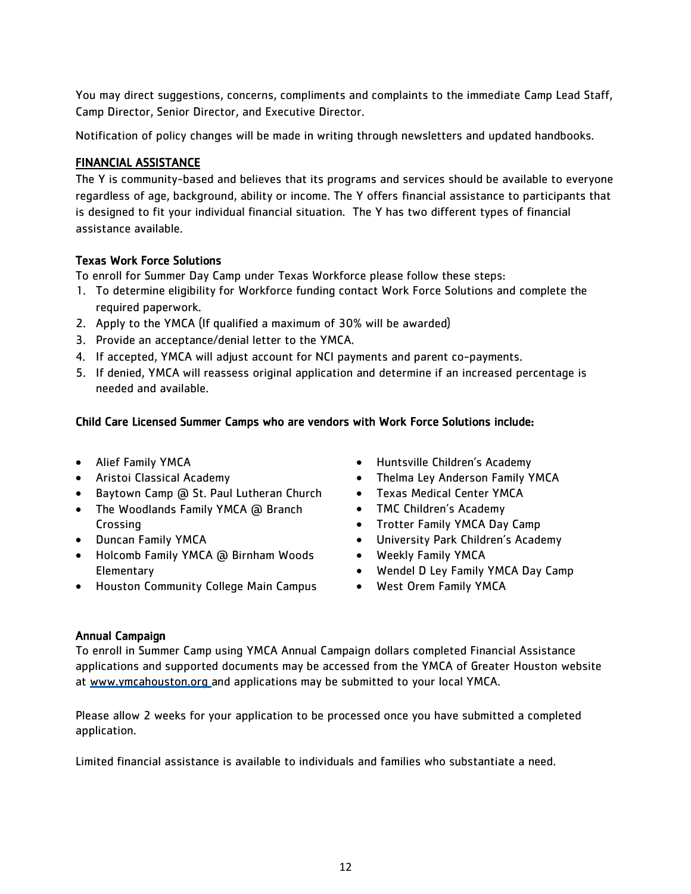You may direct suggestions, concerns, compliments and complaints to the immediate Camp Lead Staff, Camp Director, Senior Director, and Executive Director.

Notification of policy changes will be made in writing through newsletters and updated handbooks.

## FINANCIAL ASSISTANCE

The Y is community-based and believes that its programs and services should be available to everyone regardless of age, background, ability or income. The Y offers financial assistance to participants that is designed to fit your individual financial situation. The Y has two different types of financial assistance available.

### Texas Work Force Solutions

To enroll for Summer Day Camp under Texas Workforce please follow these steps:

1. To determine eligibility for Workforce funding contact Work Force Solutions and complete the required paperwork.
2. Apply to the YMCA (If qualified a maximum of 30% will be awarded)
3. Provide an acceptance/denial letter to the YMCA.
4. If accepted, YMCA will adjust account for NCI payments and parent co-payments.
5. If denied, YMCA will reassess original application and determine if an increased percentage is needed and available.

### Child Care Licensed Summer Camps who are vendors with Work Force Solutions include:

- Alief Family YMCA
- Aristoi Classical Academy
- Baytown Camp @ St. Paul Lutheran Church
- The Woodlands Family YMCA @ Branch Crossing
- Duncan Family YMCA
- Holcomb Family YMCA @ Birnham Woods Elementary
- Houston Community College Main Campus
- Huntsville Children's Academy
- Thelma Ley Anderson Family YMCA
- Texas Medical Center YMCA
- TMC Children's Academy
- Trotter Family YMCA Day Camp
- University Park Children's Academy
- Weekly Family YMCA
- Wendel D Ley Family YMCA Day Camp
- West Orem Family YMCA

### Annual Campaign

To enroll in Summer Camp using YMCA Annual Campaign dollars completed Financial Assistance applications and supported documents may be accessed from the YMCA of Greater Houston website at www.ymcahouston.org and applications may be submitted to your local YMCA.

Please allow 2 weeks for your application to be processed once you have submitted a completed application.

Limited financial assistance is available to individuals and families who substantiate a need.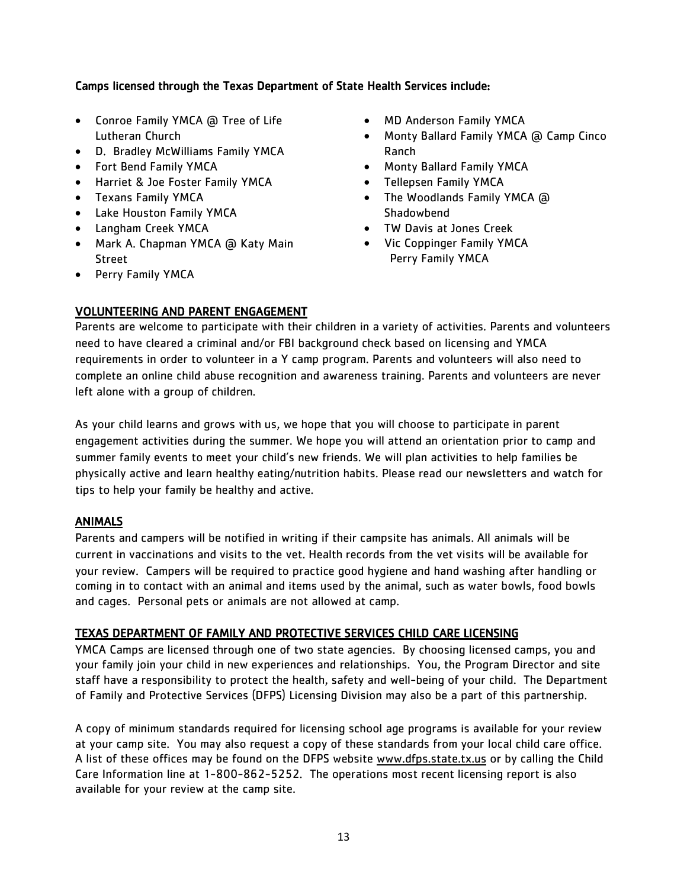**Camps licensed through the Texas Department of State Health Services include:**

- Conroe Family YMCA @ Tree of Life Lutheran Church
- D. Bradley McWilliams Family YMCA
- Fort Bend Family YMCA
- Harriet & Joe Foster Family YMCA
- Texans Family YMCA
- Lake Houston Family YMCA
- Langham Creek YMCA
- Mark A. Chapman YMCA @ Katy Main Street
- Perry Family YMCA
- MD Anderson Family YMCA
- Monty Ballard Family YMCA @ Camp Cinco Ranch
- Monty Ballard Family YMCA
- Tellepsen Family YMCA
- The Woodlands Family YMCA @ Shadowbend
- TW Davis at Jones Creek
- Vic Coppinger Family YMCA
  Perry Family YMCA

## VOLUNTEERING AND PARENT ENGAGEMENT

Parents are welcome to participate with their children in a variety of activities. Parents and volunteers need to have cleared a criminal and/or FBI background check based on licensing and YMCA requirements in order to volunteer in a Y camp program. Parents and volunteers will also need to complete an online child abuse recognition and awareness training. Parents and volunteers are never left alone with a group of children.

As your child learns and grows with us, we hope that you will choose to participate in parent engagement activities during the summer. We hope you will attend an orientation prior to camp and summer family events to meet your child's new friends. We will plan activities to help families be physically active and learn healthy eating/nutrition habits. Please read our newsletters and watch for tips to help your family be healthy and active.

## ANIMALS

Parents and campers will be notified in writing if their campsite has animals. All animals will be current in vaccinations and visits to the vet. Health records from the vet visits will be available for your review. Campers will be required to practice good hygiene and hand washing after handling or coming in to contact with an animal and items used by the animal, such as water bowls, food bowls and cages. Personal pets or animals are not allowed at camp.

## TEXAS DEPARTMENT OF FAMILY AND PROTECTIVE SERVICES CHILD CARE LICENSING

YMCA Camps are licensed through one of two state agencies. By choosing licensed camps, you and your family join your child in new experiences and relationships. You, the Program Director and site staff have a responsibility to protect the health, safety and well-being of your child. The Department of Family and Protective Services (DFPS) Licensing Division may also be a part of this partnership.

A copy of minimum standards required for licensing school age programs is available for your review at your camp site. You may also request a copy of these standards from your local child care office. A list of these offices may be found on the DFPS website www.dfps.state.tx.us or by calling the Child Care Information line at 1-800-862-5252. The operations most recent licensing report is also available for your review at the camp site.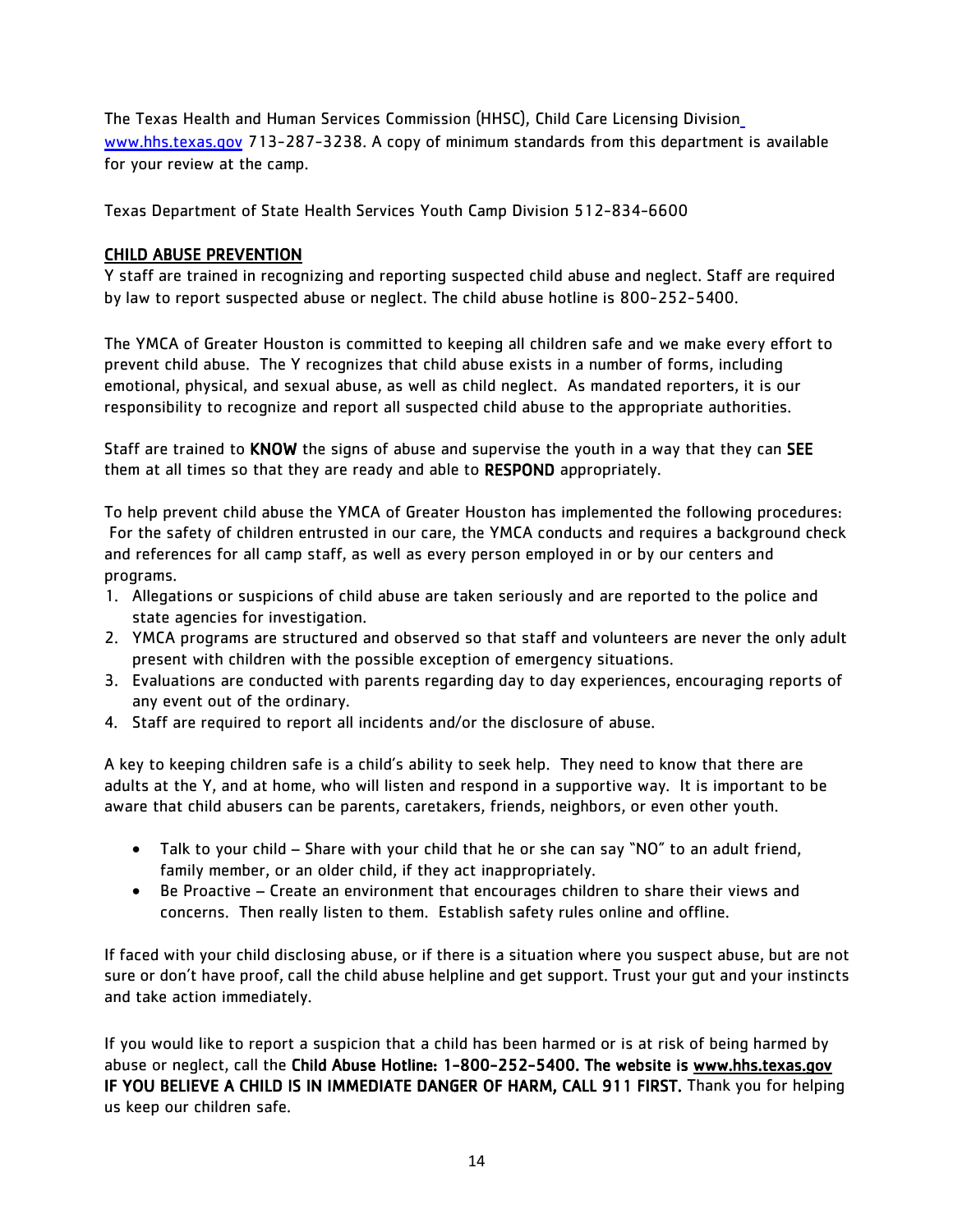The Texas Health and Human Services Commission (HHSC), Child Care Licensing Division www.hhs.texas.gov 713-287-3238. A copy of minimum standards from this department is available for your review at the camp.

Texas Department of State Health Services Youth Camp Division 512-834-6600

## CHILD ABUSE PREVENTION

Y staff are trained in recognizing and reporting suspected child abuse and neglect. Staff are required by law to report suspected abuse or neglect. The child abuse hotline is 800-252-5400.

The YMCA of Greater Houston is committed to keeping all children safe and we make every effort to prevent child abuse. The Y recognizes that child abuse exists in a number of forms, including emotional, physical, and sexual abuse, as well as child neglect. As mandated reporters, it is our responsibility to recognize and report all suspected child abuse to the appropriate authorities.

Staff are trained to **KNOW** the signs of abuse and supervise the youth in a way that they can **SEE** them at all times so that they are ready and able to **RESPOND** appropriately.

To help prevent child abuse the YMCA of Greater Houston has implemented the following procedures: For the safety of children entrusted in our care, the YMCA conducts and requires a background check and references for all camp staff, as well as every person employed in or by our centers and programs.

1. Allegations or suspicions of child abuse are taken seriously and are reported to the police and state agencies for investigation.
2. YMCA programs are structured and observed so that staff and volunteers are never the only adult present with children with the possible exception of emergency situations.
3. Evaluations are conducted with parents regarding day to day experiences, encouraging reports of any event out of the ordinary.
4. Staff are required to report all incidents and/or the disclosure of abuse.

A key to keeping children safe is a child's ability to seek help. They need to know that there are adults at the Y, and at home, who will listen and respond in a supportive way. It is important to be aware that child abusers can be parents, caretakers, friends, neighbors, or even other youth.

- Talk to your child – Share with your child that he or she can say "NO" to an adult friend, family member, or an older child, if they act inappropriately.
- Be Proactive – Create an environment that encourages children to share their views and concerns. Then really listen to them. Establish safety rules online and offline.

If faced with your child disclosing abuse, or if there is a situation where you suspect abuse, but are not sure or don't have proof, call the child abuse helpline and get support. Trust your gut and your instincts and take action immediately.

If you would like to report a suspicion that a child has been harmed or is at risk of being harmed by abuse or neglect, call the **Child Abuse Hotline: 1-800-252-5400. The website is www.hhs.texas.gov IF YOU BELIEVE A CHILD IS IN IMMEDIATE DANGER OF HARM, CALL 911 FIRST.** Thank you for helping us keep our children safe.